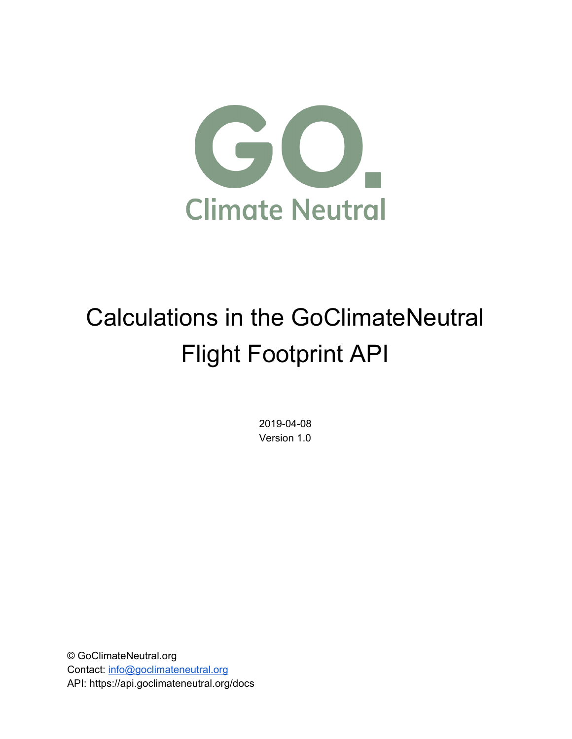GO.

Climate Neutral

# Calculations in the GoClimateNeutral Flight Footprint API

2019-04-08

Version 1.0

© GoClimateNeutral.org

Contact: [info@goclimateneutral.org](mailto:info@goclimateneutral.org)

API: https://api.goclimateneutral.org/docs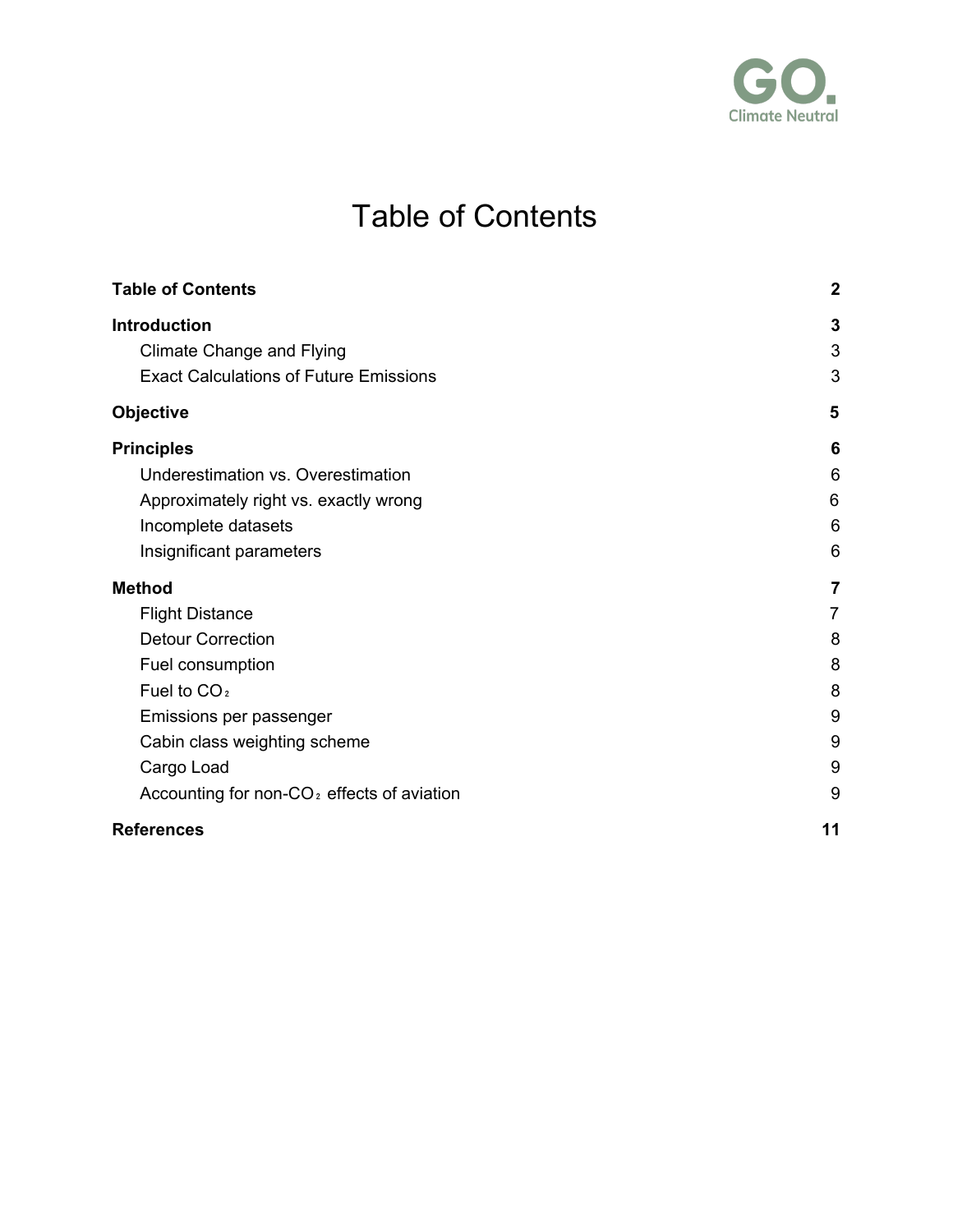# Table of Contents

| | |
|---|---|
| **Table of Contents** | **2** |
| **Introduction** | **3** |
| Climate Change and Flying | 3 |
| Exact Calculations of Future Emissions | 3 |
| **Objective** | **5** |
| **Principles** | **6** |
| Underestimation vs. Overestimation | 6 |
| Approximately right vs. exactly wrong | 6 |
| Incomplete datasets | 6 |
| Insignificant parameters | 6 |
| **Method** | **7** |
| Flight Distance | 7 |
| Detour Correction | 8 |
| Fuel consumption | 8 |
| Fuel to $CO_2$ | 8 |
| Emissions per passenger | 9 |
| Cabin class weighting scheme | 9 |
| Cargo Load | 9 |
| Accounting for non-$CO_2$ effects of aviation | 9 |
| **References** | **11** |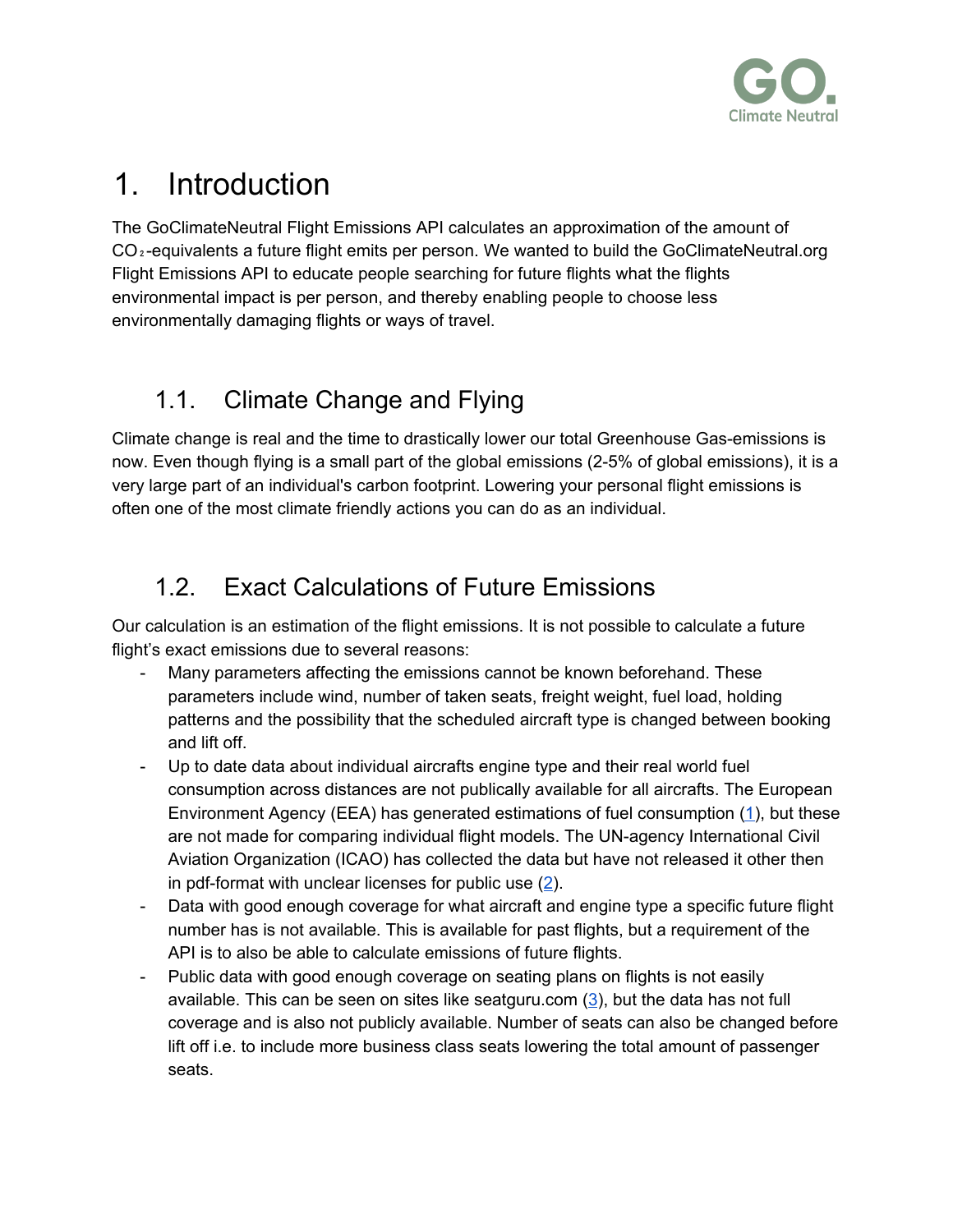# 1. Introduction

The GoClimateNeutral Flight Emissions API calculates an approximation of the amount of $CO_2$-equivalents a future flight emits per person. We wanted to build the GoClimateNeutral.org Flight Emissions API to educate people searching for future flights what the flights environmental impact is per person, and thereby enabling people to choose less environmentally damaging flights or ways of travel.

## 1.1. Climate Change and Flying

Climate change is real and the time to drastically lower our total Greenhouse Gas-emissions is now. Even though flying is a small part of the global emissions (2-5% of global emissions), it is a very large part of an individual's carbon footprint. Lowering your personal flight emissions is often one of the most climate friendly actions you can do as an individual.

## 1.2. Exact Calculations of Future Emissions

Our calculation is an estimation of the flight emissions. It is not possible to calculate a future flight's exact emissions due to several reasons:

- Many parameters affecting the emissions cannot be known beforehand. These parameters include wind, number of taken seats, freight weight, fuel load, holding patterns and the possibility that the scheduled aircraft type is changed between booking and lift off.
- Up to date data about individual aircrafts engine type and their real world fuel consumption across distances are not publically available for all aircrafts. The European Environment Agency (EEA) has generated estimations of fuel consumption (1), but these are not made for comparing individual flight models. The UN-agency International Civil Aviation Organization (ICAO) has collected the data but have not released it other then in pdf-format with unclear licenses for public use (2).
- Data with good enough coverage for what aircraft and engine type a specific future flight number has is not available. This is available for past flights, but a requirement of the API is to also be able to calculate emissions of future flights.
- Public data with good enough coverage on seating plans on flights is not easily available. This can be seen on sites like seatguru.com (3), but the data has not full coverage and is also not publicly available. Number of seats can also be changed before lift off i.e. to include more business class seats lowering the total amount of passenger seats.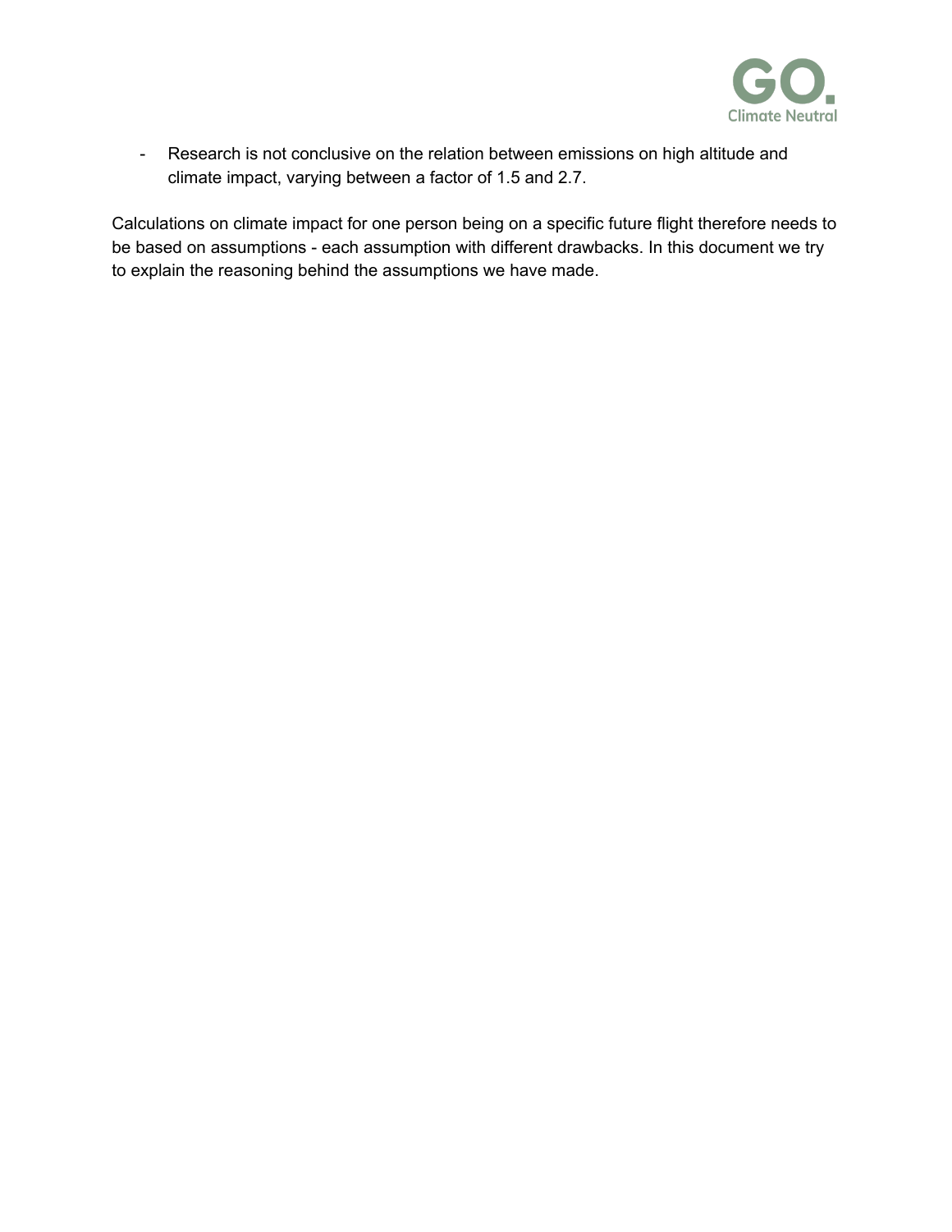- Research is not conclusive on the relation between emissions on high altitude and climate impact, varying between a factor of 1.5 and 2.7.

Calculations on climate impact for one person being on a specific future flight therefore needs to be based on assumptions - each assumption with different drawbacks. In this document we try to explain the reasoning behind the assumptions we have made.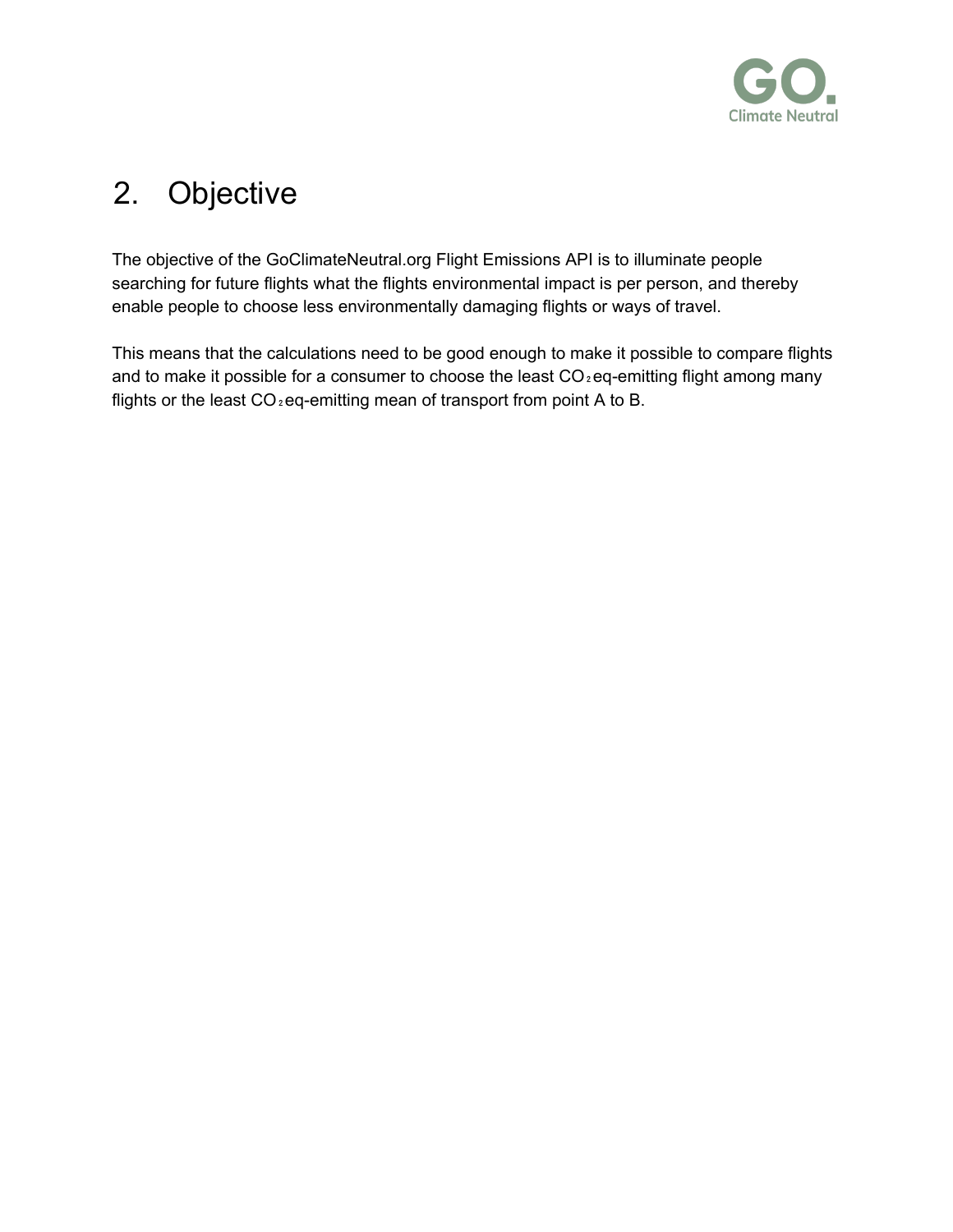## 2. Objective

The objective of the GoClimateNeutral.org Flight Emissions API is to illuminate people searching for future flights what the flights environmental impact is per person, and thereby enable people to choose less environmentally damaging flights or ways of travel.

This means that the calculations need to be good enough to make it possible to compare flights and to make it possible for a consumer to choose the least $CO_2$eq-emitting flight among many flights or the least $CO_2$eq-emitting mean of transport from point A to B.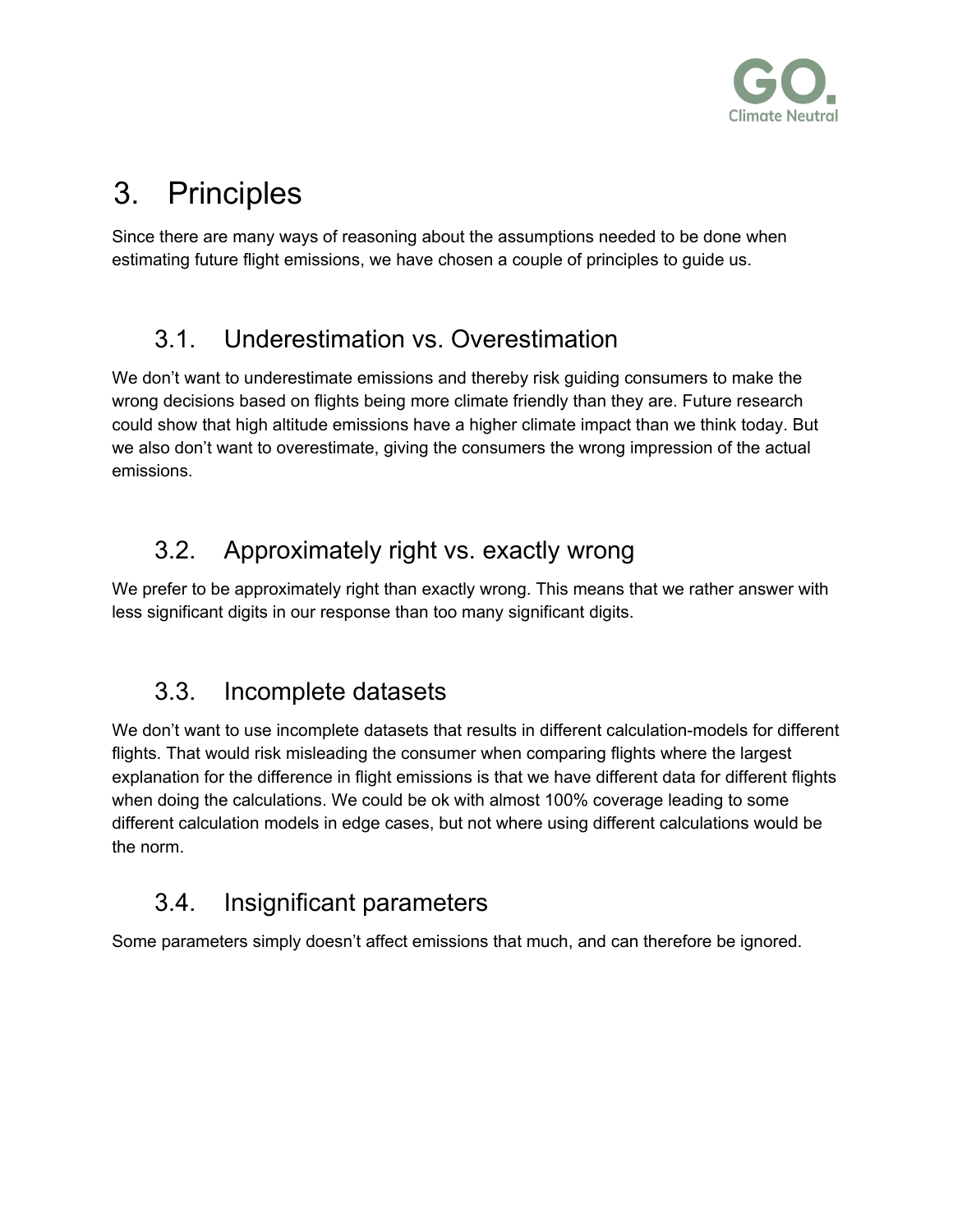# 3. Principles

Since there are many ways of reasoning about the assumptions needed to be done when estimating future flight emissions, we have chosen a couple of principles to guide us.

## 3.1. Underestimation vs. Overestimation

We don't want to underestimate emissions and thereby risk guiding consumers to make the wrong decisions based on flights being more climate friendly than they are. Future research could show that high altitude emissions have a higher climate impact than we think today. But we also don't want to overestimate, giving the consumers the wrong impression of the actual emissions.

## 3.2. Approximately right vs. exactly wrong

We prefer to be approximately right than exactly wrong. This means that we rather answer with less significant digits in our response than too many significant digits.

## 3.3. Incomplete datasets

We don't want to use incomplete datasets that results in different calculation-models for different flights. That would risk misleading the consumer when comparing flights where the largest explanation for the difference in flight emissions is that we have different data for different flights when doing the calculations. We could be ok with almost 100% coverage leading to some different calculation models in edge cases, but not where using different calculations would be the norm.

## 3.4. Insignificant parameters

Some parameters simply doesn't affect emissions that much, and can therefore be ignored.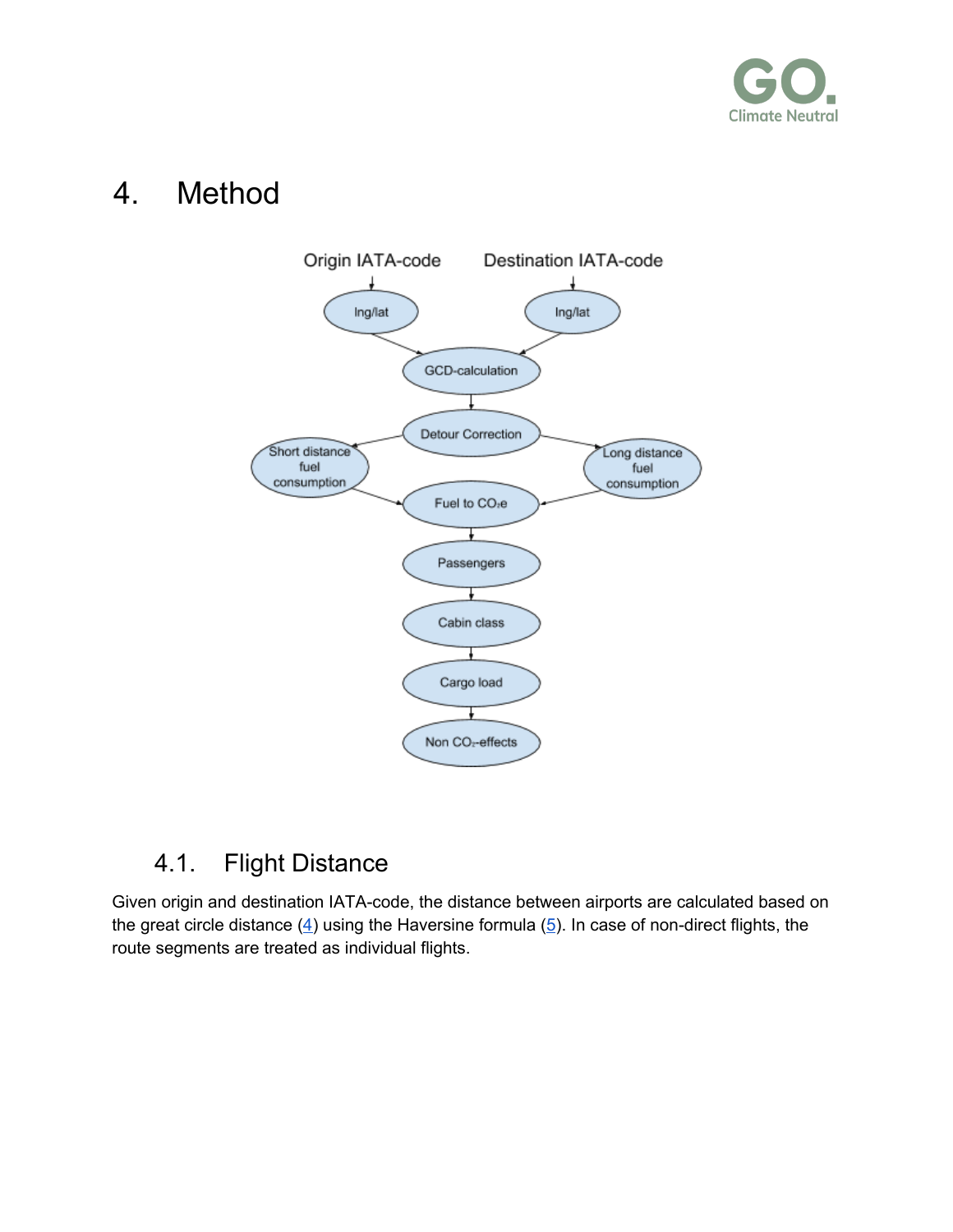# 4. Method

## 4.1. Flight Distance

Given origin and destination IATA-code, the distance between airports are calculated based on the great circle distance (4) using the Haversine formula (5). In case of non-direct flights, the route segments are treated as individual flights.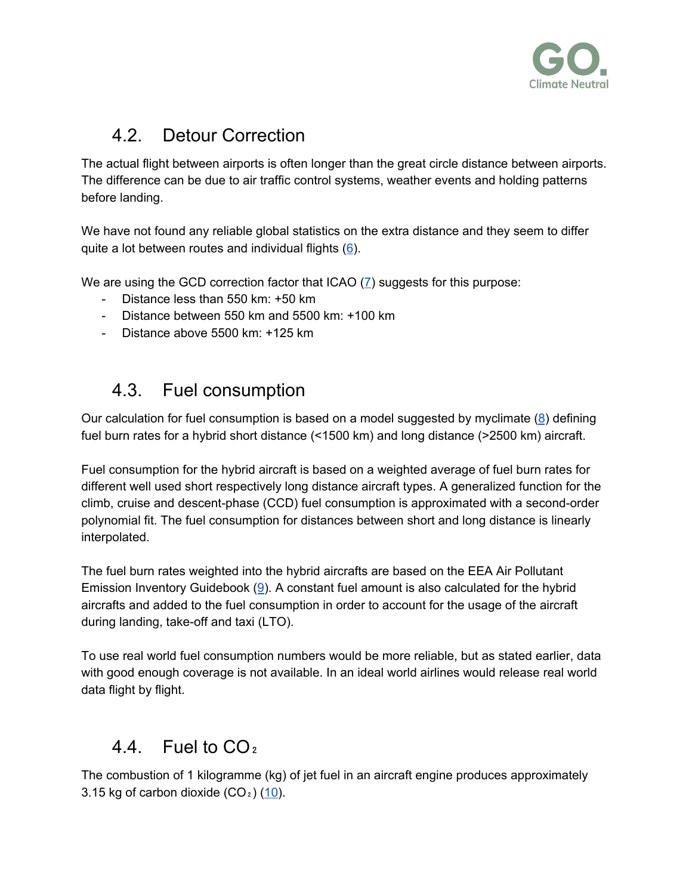## 4.2. Detour Correction

The actual flight between airports is often longer than the great circle distance between airports. The difference can be due to air traffic control systems, weather events and holding patterns before landing.

We have not found any reliable global statistics on the extra distance and they seem to differ quite a lot between routes and individual flights (6).

We are using the GCD correction factor that ICAO (7) suggests for this purpose:

- Distance less than 550 km: +50 km
- Distance between 550 km and 5500 km: +100 km
- Distance above 5500 km: +125 km

## 4.3. Fuel consumption

Our calculation for fuel consumption is based on a model suggested by myclimate (8) defining fuel burn rates for a hybrid short distance (<1500 km) and long distance (>2500 km) aircraft.

Fuel consumption for the hybrid aircraft is based on a weighted average of fuel burn rates for different well used short respectively long distance aircraft types. A generalized function for the climb, cruise and descent-phase (CCD) fuel consumption is approximated with a second-order polynomial fit. The fuel consumption for distances between short and long distance is linearly interpolated.

The fuel burn rates weighted into the hybrid aircrafts are based on the EEA Air Pollutant Emission Inventory Guidebook (9). A constant fuel amount is also calculated for the hybrid aircrafts and added to the fuel consumption in order to account for the usage of the aircraft during landing, take-off and taxi (LTO).

To use real world fuel consumption numbers would be more reliable, but as stated earlier, data with good enough coverage is not available. In an ideal world airlines would release real world data flight by flight.

## 4.4. Fuel to $CO_2$

The combustion of 1 kilogramme (kg) of jet fuel in an aircraft engine produces approximately 3.15 kg of carbon dioxide ($CO_2$) (10).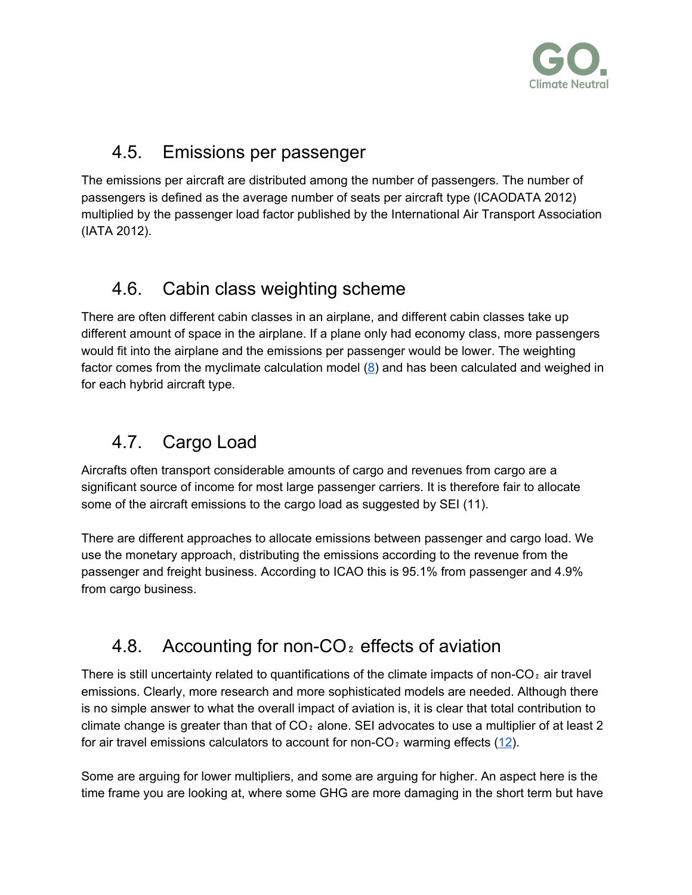## 4.5. Emissions per passenger

The emissions per aircraft are distributed among the number of passengers. The number of passengers is defined as the average number of seats per aircraft type (ICAODATA 2012) multiplied by the passenger load factor published by the International Air Transport Association (IATA 2012).

## 4.6. Cabin class weighting scheme

There are often different cabin classes in an airplane, and different cabin classes take up different amount of space in the airplane. If a plane only had economy class, more passengers would fit into the airplane and the emissions per passenger would be lower. The weighting factor comes from the myclimate calculation model (8) and has been calculated and weighed in for each hybrid aircraft type.

## 4.7. Cargo Load

Aircrafts often transport considerable amounts of cargo and revenues from cargo are a significant source of income for most large passenger carriers. It is therefore fair to allocate some of the aircraft emissions to the cargo load as suggested by SEI (11).

There are different approaches to allocate emissions between passenger and cargo load. We use the monetary approach, distributing the emissions according to the revenue from the passenger and freight business. According to ICAO this is 95.1% from passenger and 4.9% from cargo business.

## 4.8. Accounting for non-$CO_2$ effects of aviation

There is still uncertainty related to quantifications of the climate impacts of non-$CO_2$ air travel emissions. Clearly, more research and more sophisticated models are needed. Although there is no simple answer to what the overall impact of aviation is, it is clear that total contribution to climate change is greater than that of $CO_2$ alone. SEI advocates to use a multiplier of at least 2 for air travel emissions calculators to account for non-$CO_2$ warming effects (12).

Some are arguing for lower multipliers, and some are arguing for higher. An aspect here is the time frame you are looking at, where some GHG are more damaging in the short term but have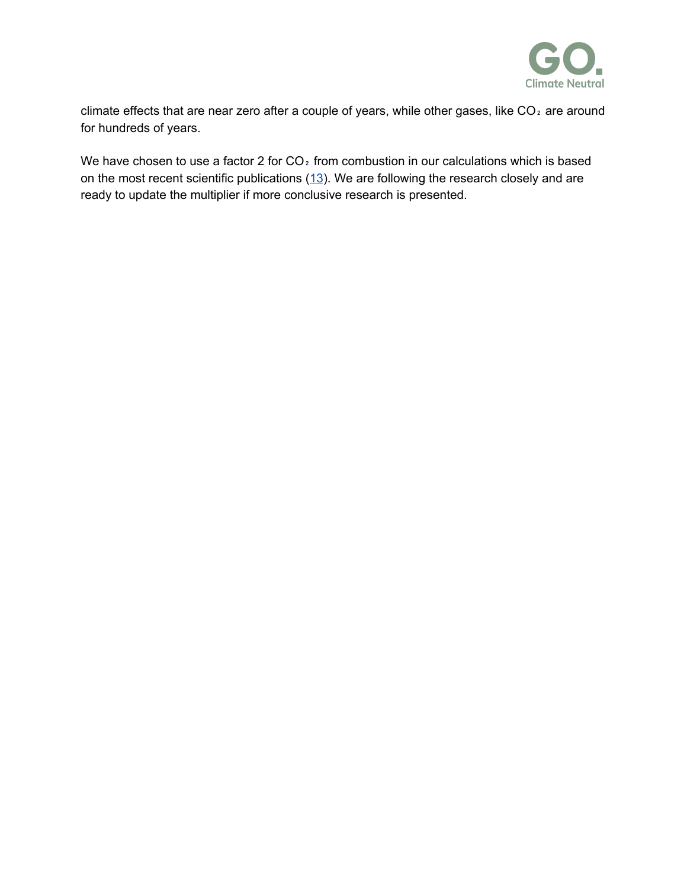climate effects that are near zero after a couple of years, while other gases, like $CO_2$ are around for hundreds of years.

We have chosen to use a factor 2 for $CO_2$ from combustion in our calculations which is based on the most recent scientific publications (13). We are following the research closely and are ready to update the multiplier if more conclusive research is presented.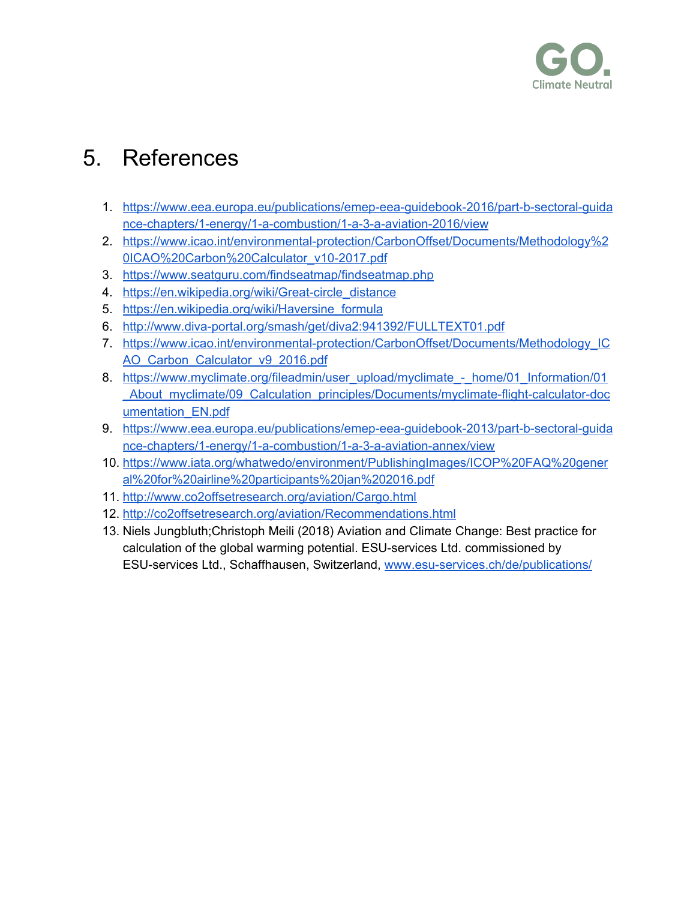# 5. References

1. https://www.eea.europa.eu/publications/emep-eea-guidebook-2016/part-b-sectoral-guidance-chapters/1-energy/1-a-combustion/1-a-3-a-aviation-2016/view
2. https://www.icao.int/environmental-protection/CarbonOffset/Documents/Methodology%20ICAO%20Carbon%20Calculator_v10-2017.pdf
3. https://www.seatguru.com/findseatmap/findseatmap.php
4. https://en.wikipedia.org/wiki/Great-circle_distance
5. https://en.wikipedia.org/wiki/Haversine_formula
6. http://www.diva-portal.org/smash/get/diva2:941392/FULLTEXT01.pdf
7. https://www.icao.int/environmental-protection/CarbonOffset/Documents/Methodology_ICAO_Carbon_Calculator_v9_2016.pdf
8. https://www.myclimate.org/fileadmin/user_upload/myclimate_-_home/01_Information/01_About_myclimate/09_Calculation_principles/Documents/myclimate-flight-calculator-documentation_EN.pdf
9. https://www.eea.europa.eu/publications/emep-eea-guidebook-2013/part-b-sectoral-guidance-chapters/1-energy/1-a-combustion/1-a-3-a-aviation-annex/view
10. https://www.iata.org/whatwedo/environment/PublishingImages/ICOP%20FAQ%20general%20for%20airline%20participants%20jan%202016.pdf
11. http://www.co2offsetresearch.org/aviation/Cargo.html
12. http://co2offsetresearch.org/aviation/Recommendations.html
13. Niels Jungbluth;Christoph Meili (2018) Aviation and Climate Change: Best practice for calculation of the global warming potential. ESU-services Ltd. commissioned by ESU-services Ltd., Schaffhausen, Switzerland, www.esu-services.ch/de/publications/